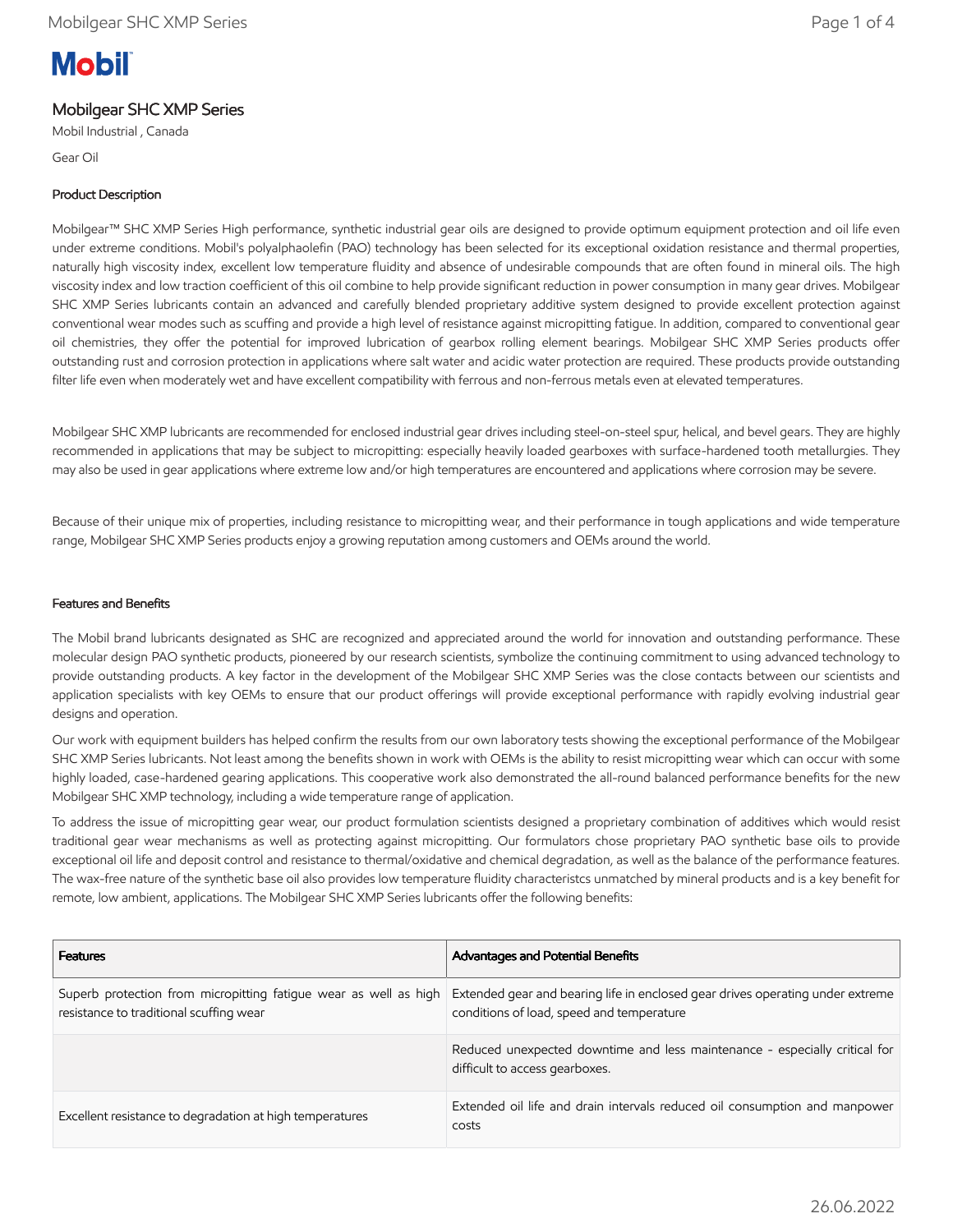Mobil

# Mobilgear SHC XMP Series

Mobil Industrial , Canada

Gear Oil

## Product Description

Mobilgear™ SHC XMP Series High performance, synthetic industrial gear oils are designed to provide optimum equipment protection and oil life even under extreme conditions. Mobil's polyalphaolefin (PAO) technology has been selected for its exceptional oxidation resistance and thermal properties, naturally high viscosity index, excellent low temperature fluidity and absence of undesirable compounds that are often found in mineral oils. The high viscosity index and low traction coefficient of this oil combine to help provide significant reduction in power consumption in many gear drives. Mobilgear SHC XMP Series lubricants contain an advanced and carefully blended proprietary additive system designed to provide excellent protection against conventional wear modes such as scuffing and provide a high level of resistance against micropitting fatigue. In addition, compared to conventional gear oil chemistries, they offer the potential for improved lubrication of gearbox rolling element bearings. Mobilgear SHC XMP Series products offer outstanding rust and corrosion protection in applications where salt water and acidic water protection are required. These products provide outstanding filter life even when moderately wet and have excellent compatibility with ferrous and non-ferrous metals even at elevated temperatures.

Mobilgear SHC XMP lubricants are recommended for enclosed industrial gear drives including steel-on-steel spur, helical, and bevel gears. They are highly recommended in applications that may be subject to micropitting: especially heavily loaded gearboxes with surface-hardened tooth metallurgies. They may also be used in gear applications where extreme low and/or high temperatures are encountered and applications where corrosion may be severe.

Because of their unique mix of properties, including resistance to micropitting wear, and their performance in tough applications and wide temperature range, Mobilgear SHC XMP Series products enjoy a growing reputation among customers and OEMs around the world.

## Features and Benefits

The Mobil brand lubricants designated as SHC are recognized and appreciated around the world for innovation and outstanding performance. These molecular design PAO synthetic products, pioneered by our research scientists, symbolize the continuing commitment to using advanced technology to provide outstanding products. A key factor in the development of the Mobilgear SHC XMP Series was the close contacts between our scientists and application specialists with key OEMs to ensure that our product offerings will provide exceptional performance with rapidly evolving industrial gear designs and operation.

Our work with equipment builders has helped confirm the results from our own laboratory tests showing the exceptional performance of the Mobilgear SHC XMP Series lubricants. Not least among the benefits shown in work with OEMs is the ability to resist micropitting wear which can occur with some highly loaded, case-hardened gearing applications. This cooperative work also demonstrated the all-round balanced performance benefits for the new Mobilgear SHC XMP technology, including a wide temperature range of application.

To address the issue of micropitting gear wear, our product formulation scientists designed a proprietary combination of additives which would resist traditional gear wear mechanisms as well as protecting against micropitting. Our formulators chose proprietary PAO synthetic base oils to provide exceptional oil life and deposit control and resistance to thermal/oxidative and chemical degradation, as well as the balance of the performance features. The wax-free nature of the synthetic base oil also provides low temperature fluidity characteristcs unmatched by mineral products and is a key benefit for remote, low ambient, applications. The Mobilgear SHC XMP Series lubricants offer the following benefits:

| Features | Advantages and Potential Benefits |
|---|---|
| Superb protection from micropitting fatigue wear as well as high resistance to traditional scuffing wear | Extended gear and bearing life in enclosed gear drives operating under extreme conditions of load, speed and temperature |
| | Reduced unexpected downtime and less maintenance - especially critical for difficult to access gearboxes. |
| Excellent resistance to degradation at high temperatures | Extended oil life and drain intervals reduced oil consumption and manpower costs |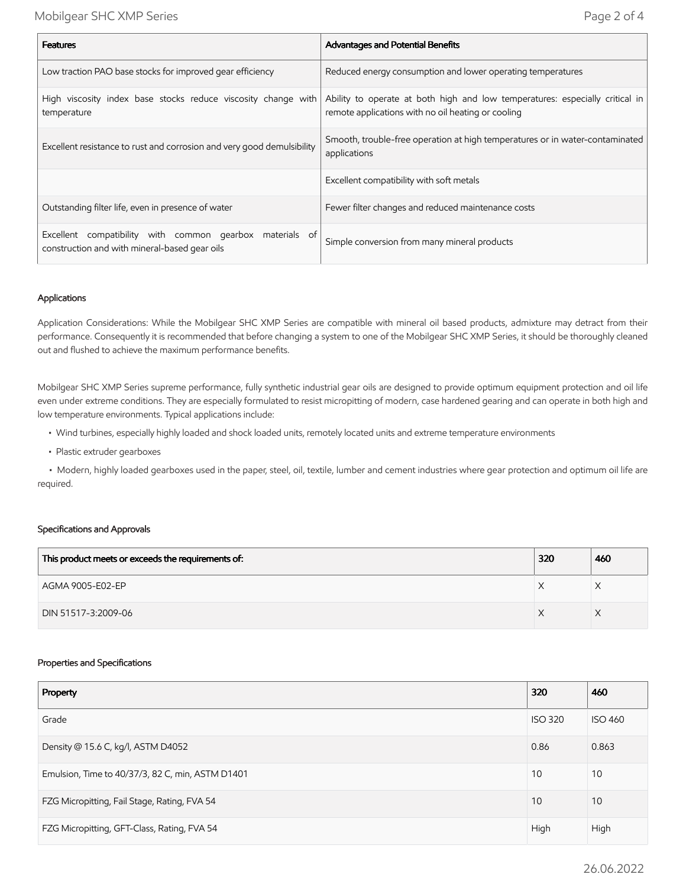| Features | Advantages and Potential Benefits |
| --- | --- |
| Low traction PAO base stocks for improved gear efficiency | Reduced energy consumption and lower operating temperatures |
| High viscosity index base stocks reduce viscosity change with temperature | Ability to operate at both high and low temperatures: especially critical in remote applications with no oil heating or cooling |
| Excellent resistance to rust and corrosion and very good demulsibility | Smooth, trouble-free operation at high temperatures or in water-contaminated applications |
| | Excellent compatibility with soft metals |
| Outstanding filter life, even in presence of water | Fewer filter changes and reduced maintenance costs |
| Excellent compatibility with common gearbox materials of construction and with mineral-based gear oils | Simple conversion from many mineral products |

### Applications

Application Considerations: While the Mobilgear SHC XMP Series are compatible with mineral oil based products, admixture may detract from their performance. Consequently it is recommended that before changing a system to one of the Mobilgear SHC XMP Series, it should be thoroughly cleaned out and flushed to achieve the maximum performance benefits.

Mobilgear SHC XMP Series supreme performance, fully synthetic industrial gear oils are designed to provide optimum equipment protection and oil life even under extreme conditions. They are especially formulated to resist micropitting of modern, case hardened gearing and can operate in both high and low temperature environments. Typical applications include:

- Wind turbines, especially highly loaded and shock loaded units, remotely located units and extreme temperature environments
- Plastic extruder gearboxes
- Modern, highly loaded gearboxes used in the paper, steel, oil, textile, lumber and cement industries where gear protection and optimum oil life are required.

### Specifications and Approvals

| This product meets or exceeds the requirements of: | 320 | 460 |
| --- | --- | --- |
| AGMA 9005-E02-EP | X | X |
| DIN 51517-3:2009-06 | X | X |

### Properties and Specifications

| Property | 320 | 460 |
| --- | --- | --- |
| Grade | ISO 320 | ISO 460 |
| Density @ 15.6 C, kg/l, ASTM D4052 | 0.86 | 0.863 |
| Emulsion, Time to 40/37/3, 82 C, min, ASTM D1401 | 10 | 10 |
| FZG Micropitting, Fail Stage, Rating, FVA 54 | 10 | 10 |
| FZG Micropitting, GFT-Class, Rating, FVA 54 | High | High |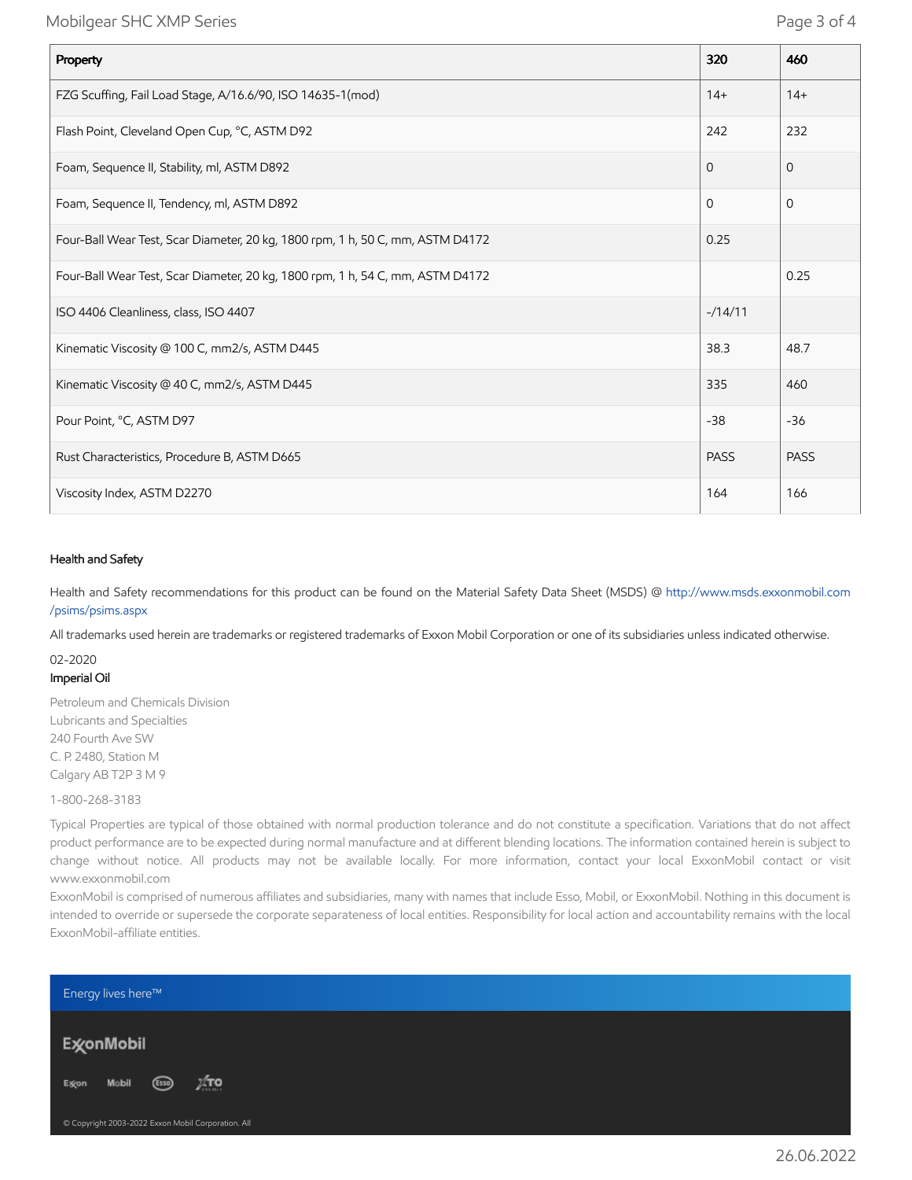| Property | 320 | 460 |
|---|---|---|
| FZG Scuffing, Fail Load Stage, A/16.6/90, ISO 14635-1(mod) | 14+ | 14+ |
| Flash Point, Cleveland Open Cup, °C, ASTM D92 | 242 | 232 |
| Foam, Sequence II, Stability, ml, ASTM D892 | 0 | 0 |
| Foam, Sequence II, Tendency, ml, ASTM D892 | 0 | 0 |
| Four-Ball Wear Test, Scar Diameter, 20 kg, 1800 rpm, 1 h, 50 C, mm, ASTM D4172 | 0.25 | |
| Four-Ball Wear Test, Scar Diameter, 20 kg, 1800 rpm, 1 h, 54 C, mm, ASTM D4172 | | 0.25 |
| ISO 4406 Cleanliness, class, ISO 4407 | -/14/11 | |
| Kinematic Viscosity @ 100 C, mm2/s, ASTM D445 | 38.3 | 48.7 |
| Kinematic Viscosity @ 40 C, mm2/s, ASTM D445 | 335 | 460 |
| Pour Point, °C, ASTM D97 | -38 | -36 |
| Rust Characteristics, Procedure B, ASTM D665 | PASS | PASS |
| Viscosity Index, ASTM D2270 | 164 | 166 |

### Health and Safety

Health and Safety recommendations for this product can be found on the Material Safety Data Sheet (MSDS) @ http://www.msds.exxonmobil.com/psims/psims.aspx

All trademarks used herein are trademarks or registered trademarks of Exxon Mobil Corporation or one of its subsidiaries unless indicated otherwise.

02-2020

**Imperial Oil**

Petroleum and Chemicals Division
Lubricants and Specialties
240 Fourth Ave SW
C. P. 2480, Station M
Calgary AB T2P 3 M 9

1-800-268-3183

Typical Properties are typical of those obtained with normal production tolerance and do not constitute a specification. Variations that do not affect product performance are to be expected during normal manufacture and at different blending locations. The information contained herein is subject to change without notice. All products may not be available locally. For more information, contact your local ExxonMobil contact or visit www.exxonmobil.com

ExxonMobil is comprised of numerous affiliates and subsidiaries, many with names that include Esso, Mobil, or ExxonMobil. Nothing in this document is intended to override or supersede the corporate separateness of local entities. Responsibility for local action and accountability remains with the local ExxonMobil-affiliate entities.

Energy lives here™

ExxonMobil

Exxon Mobil Esso XTO

© Copyright 2003-2022 Exxon Mobil Corporation. All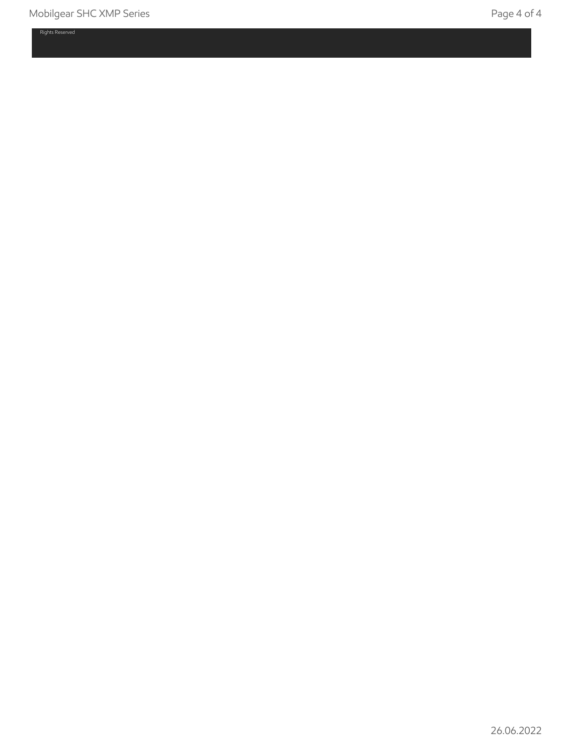Rights Reserved